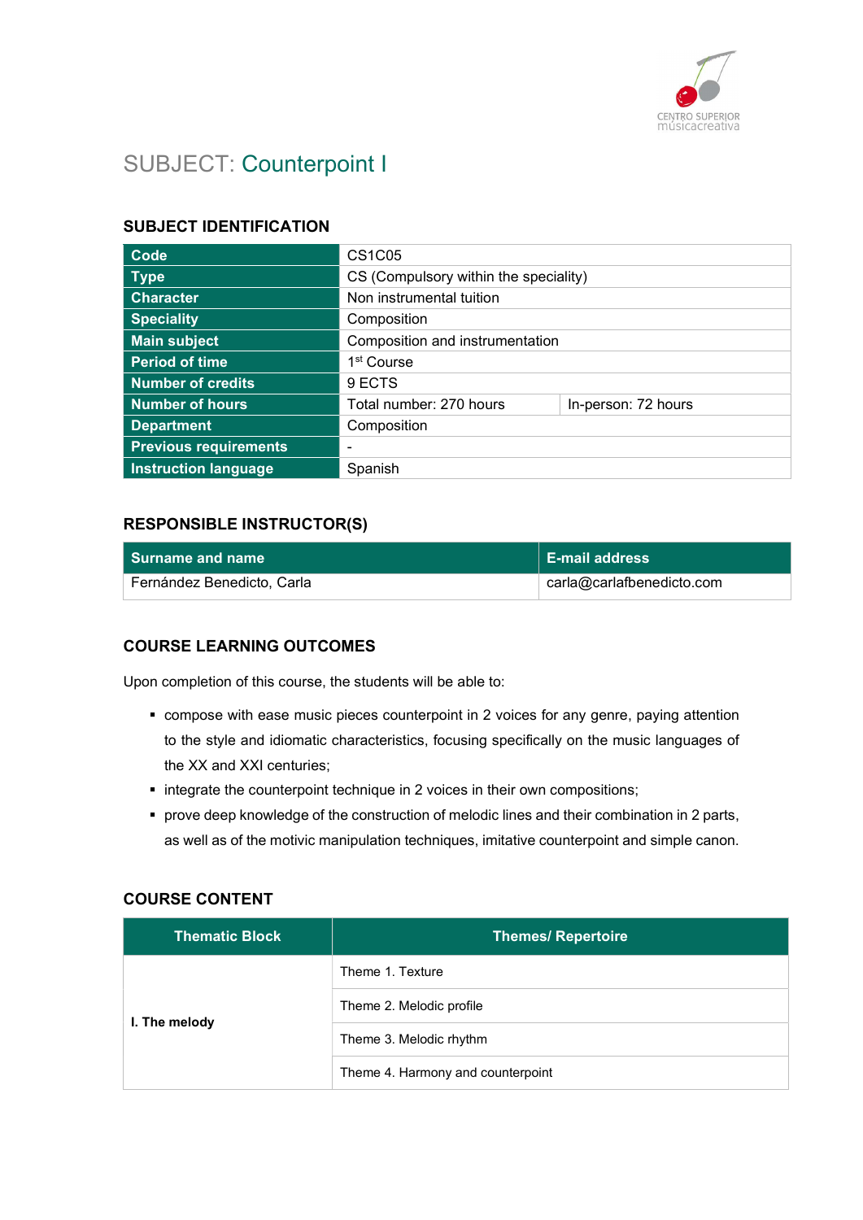# SUBJECT: Counterpoint I

## SUBJECT IDENTIFICATION

| | | |
|---|---|---|
| **Code** | CS1C05 | |
| **Type** | CS (Compulsory within the speciality) | |
| **Character** | Non instrumental tuition | |
| **Speciality** | Composition | |
| **Main subject** | Composition and instrumentation | |
| **Period of time** | 1st Course | |
| **Number of credits** | 9 ECTS | |
| **Number of hours** | Total number: 270 hours | In-person: 72 hours |
| **Department** | Composition | |
| **Previous requirements** | - | |
| **Instruction language** | Spanish | |

## RESPONSIBLE INSTRUCTOR(S)

| Surname and name | E-mail address |
|---|---|
| Fernández Benedicto, Carla | carla@carlafbenedicto.com |

## COURSE LEARNING OUTCOMES

Upon completion of this course, the students will be able to:

- compose with ease music pieces counterpoint in 2 voices for any genre, paying attention to the style and idiomatic characteristics, focusing specifically on the music languages of the XX and XXI centuries;
- integrate the counterpoint technique in 2 voices in their own compositions;
- prove deep knowledge of the construction of melodic lines and their combination in 2 parts, as well as of the motivic manipulation techniques, imitative counterpoint and simple canon.

## COURSE CONTENT

| Thematic Block | Themes/ Repertoire |
|---|---|
| **I. The melody** | Theme 1. Texture |
| | Theme 2. Melodic profile |
| | Theme 3. Melodic rhythm |
| | Theme 4. Harmony and counterpoint |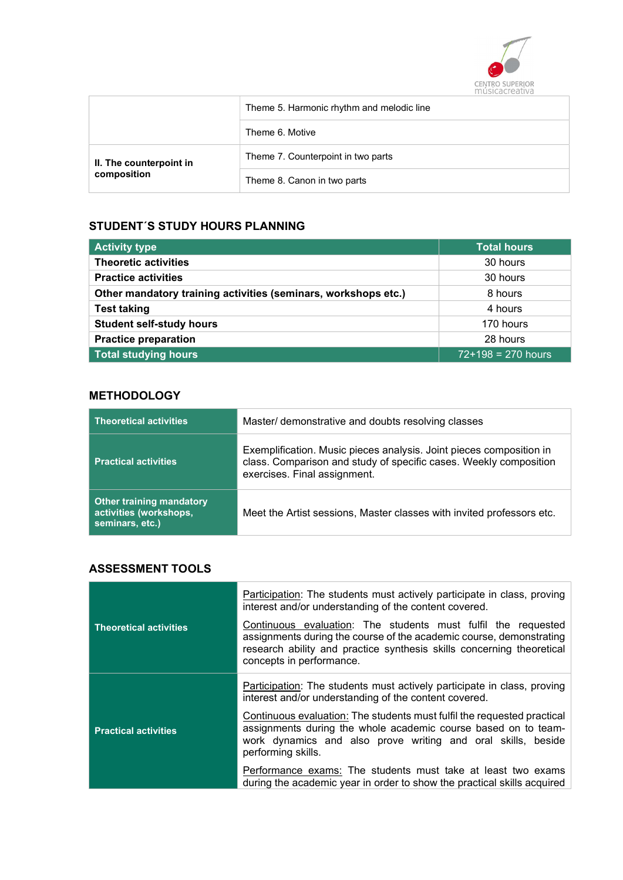| | |
|---|---|
| | Theme 5. Harmonic rhythm and melodic line |
| | Theme 6. Motive |
| **II. The counterpoint in composition** | Theme 7. Counterpoint in two parts |
| | Theme 8. Canon in two parts |

## STUDENT´S STUDY HOURS PLANNING

| Activity type | Total hours |
|---|---|
| **Theoretic activities** | 30 hours |
| **Practice activities** | 30 hours |
| **Other mandatory training activities (seminars, workshops etc.)** | 8 hours |
| **Test taking** | 4 hours |
| **Student self-study hours** | 170 hours |
| **Practice preparation** | 28 hours |
| **Total studying hours** | 72+198 = 270 hours |

## METHODOLOGY

| | |
|---|---|
| **Theoretical activities** | Master/ demonstrative and doubts resolving classes |
| **Practical activities** | Exemplification. Music pieces analysis. Joint pieces composition in class. Comparison and study of specific cases. Weekly composition exercises. Final assignment. |
| **Other training mandatory activities (workshops, seminars, etc.)** | Meet the Artist sessions, Master classes with invited professors etc. |

## ASSESSMENT TOOLS

| | |
|---|---|
| **Theoretical activities** | Participation: The students must actively participate in class, proving interest and/or understanding of the content covered.<br><br>Continuous evaluation: The students must fulfil the requested assignments during the course of the academic course, demonstrating research ability and practice synthesis skills concerning theoretical concepts in performance. |
| **Practical activities** | Participation: The students must actively participate in class, proving interest and/or understanding of the content covered.<br><br>Continuous evaluation: The students must fulfil the requested practical assignments during the whole academic course based on to team-work dynamics and also prove writing and oral skills, beside performing skills.<br><br>Performance exams: The students must take at least two exams during the academic year in order to show the practical skills acquired |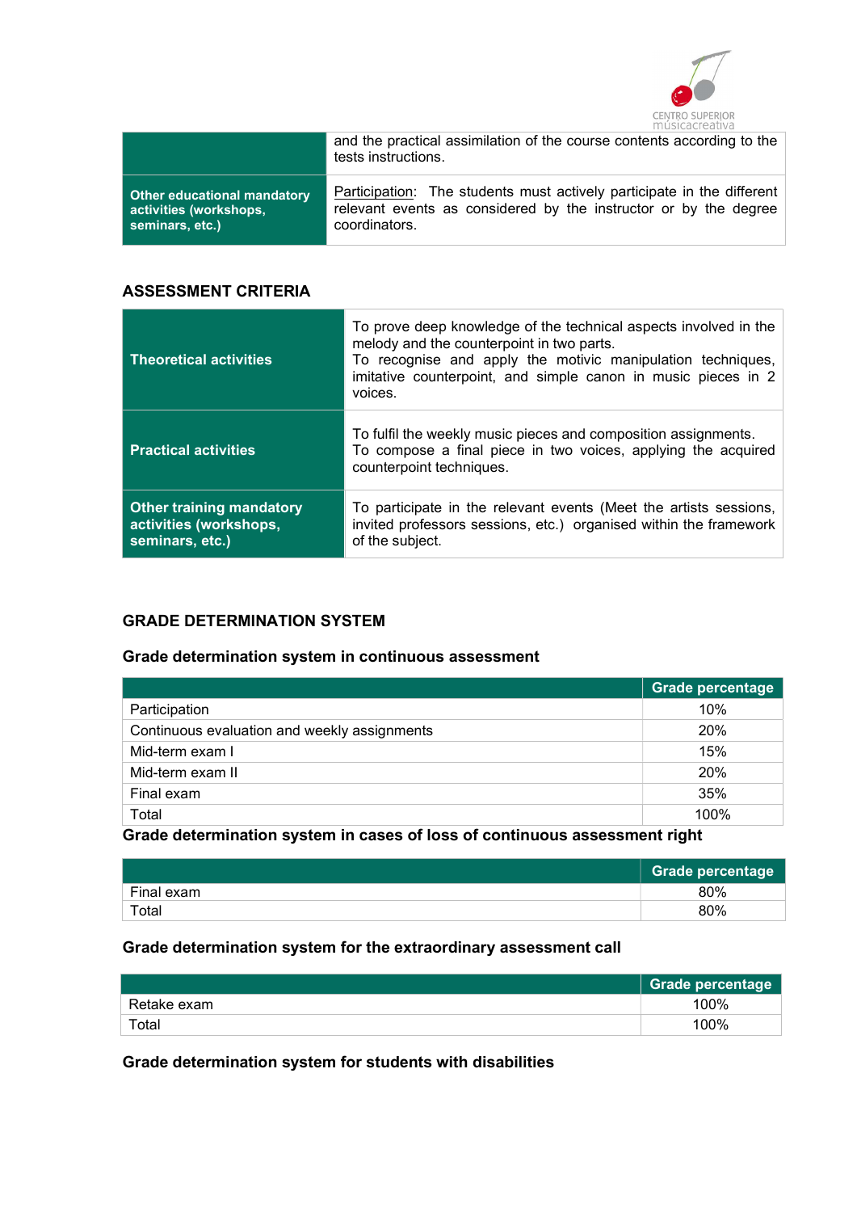| | |
|---|---|
| | and the practical assimilation of the course contents according to the tests instructions. |
| **Other educational mandatory activities (workshops, seminars, etc.)** | Participation: The students must actively participate in the different relevant events as considered by the instructor or by the degree coordinators. |

## ASSESSMENT CRITERIA

| | |
|---|---|
| **Theoretical activities** | To prove deep knowledge of the technical aspects involved in the melody and the counterpoint in two parts.<br>To recognise and apply the motivic manipulation techniques, imitative counterpoint, and simple canon in music pieces in 2 voices. |
| **Practical activities** | To fulfil the weekly music pieces and composition assignments.<br>To compose a final piece in two voices, applying the acquired counterpoint techniques. |
| **Other training mandatory activities (workshops, seminars, etc.)** | To participate in the relevant events (Meet the artists sessions, invited professors sessions, etc.) organised within the framework of the subject. |

## GRADE DETERMINATION SYSTEM

### Grade determination system in continuous assessment

| | Grade percentage |
|---|---|
| Participation | 10% |
| Continuous evaluation and weekly assignments | 20% |
| Mid-term exam I | 15% |
| Mid-term exam II | 20% |
| Final exam | 35% |
| Total | 100% |

### Grade determination system in cases of loss of continuous assessment right

| | Grade percentage |
|---|---|
| Final exam | 80% |
| Total | 80% |

### Grade determination system for the extraordinary assessment call

| | Grade percentage |
|---|---|
| Retake exam | 100% |
| Total | 100% |

### Grade determination system for students with disabilities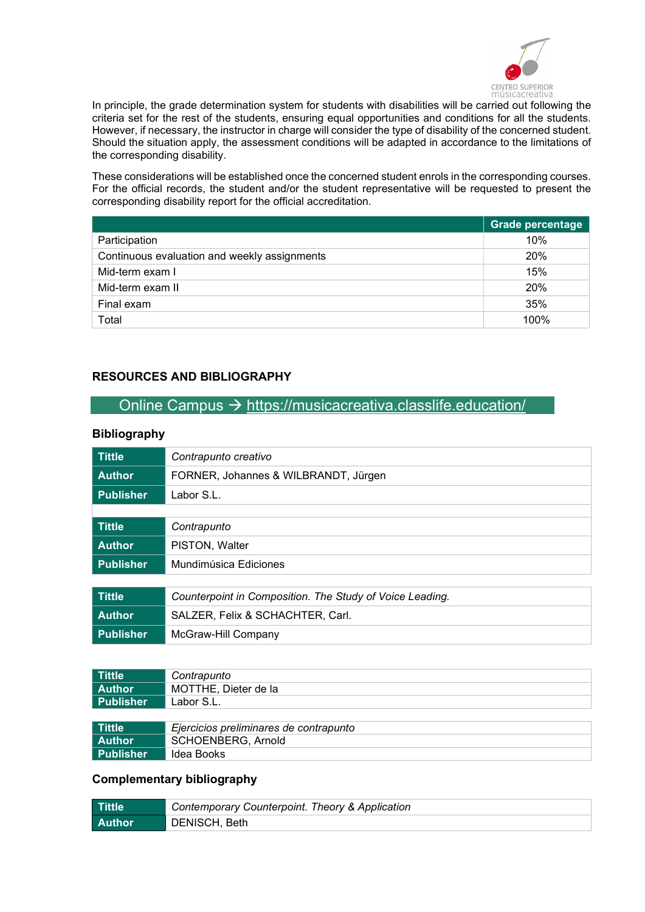In principle, the grade determination system for students with disabilities will be carried out following the criteria set for the rest of the students, ensuring equal opportunities and conditions for all the students. However, if necessary, the instructor in charge will consider the type of disability of the concerned student. Should the situation apply, the assessment conditions will be adapted in accordance to the limitations of the corresponding disability.

These considerations will be established once the concerned student enrols in the corresponding courses. For the official records, the student and/or the student representative will be requested to present the corresponding disability report for the official accreditation.

| | Grade percentage |
|---|---|
| Participation | 10% |
| Continuous evaluation and weekly assignments | 20% |
| Mid-term exam I | 15% |
| Mid-term exam II | 20% |
| Final exam | 35% |
| Total | 100% |

## RESOURCES AND BIBLIOGRAPHY

Online Campus → https://musicacreativa.classlife.education/

### Bibliography

| | |
|---|---|
| **Tittle** | *Contrapunto creativo* |
| **Author** | FORNER, Johannes & WILBRANDT, Jürgen |
| **Publisher** | Labor S.L. |

| | |
|---|---|
| **Tittle** | *Contrapunto* |
| **Author** | PISTON, Walter |
| **Publisher** | Mundimúsica Ediciones |

| | |
|---|---|
| **Tittle** | *Counterpoint in Composition. The Study of Voice Leading.* |
| **Author** | SALZER, Felix & SCHACHTER, Carl. |
| **Publisher** | McGraw-Hill Company |

| | |
|---|---|
| **Tittle** | *Contrapunto* |
| **Author** | MOTTHE, Dieter de la |
| **Publisher** | Labor S.L. |

| | |
|---|---|
| **Tittle** | *Ejercicios preliminares de contrapunto* |
| **Author** | SCHOENBERG, Arnold |
| **Publisher** | Idea Books |

### Complementary bibliography

| | |
|---|---|
| **Tittle** | *Contemporary Counterpoint. Theory & Application* |
| **Author** | DENISCH, Beth |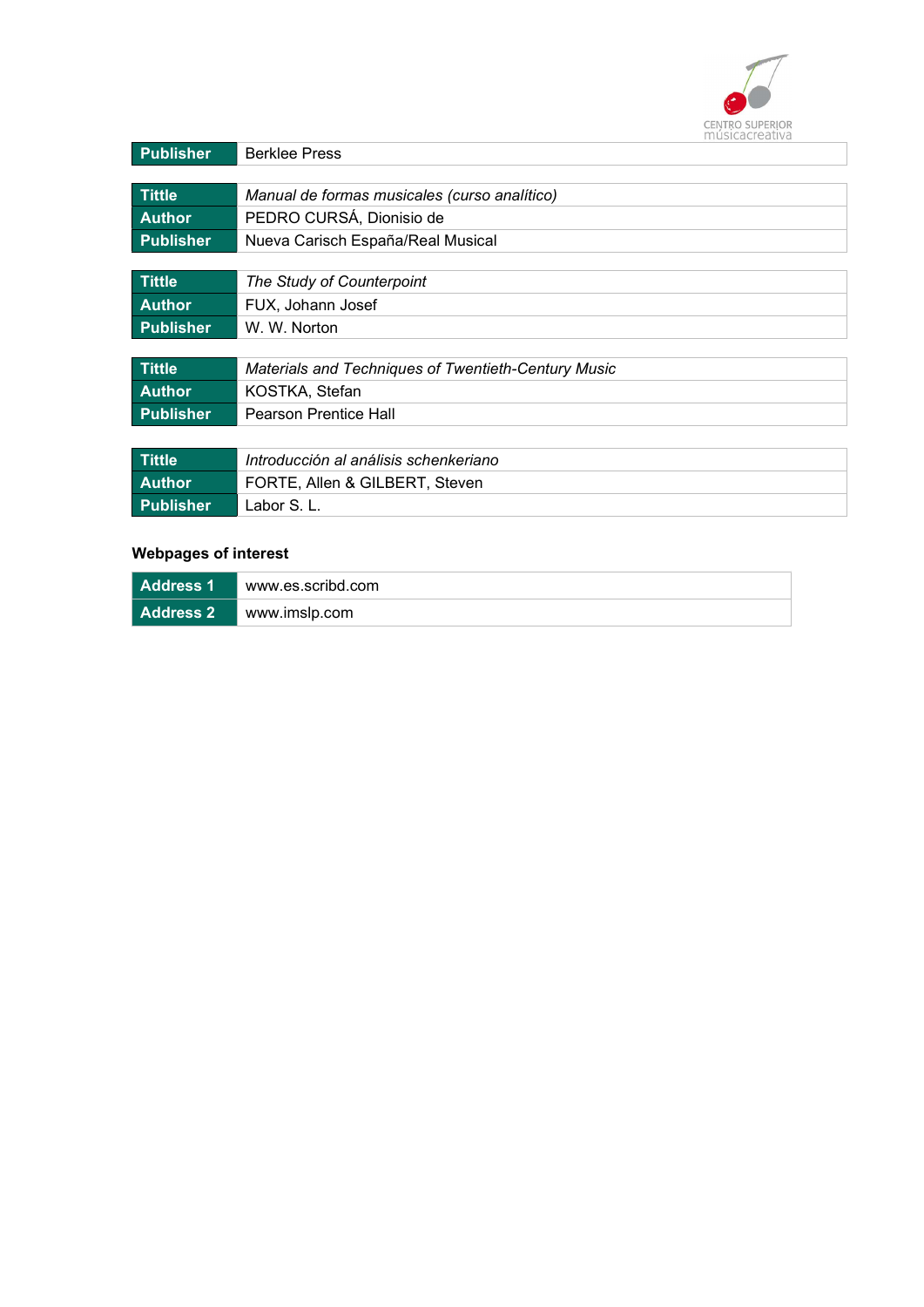| | |
|---|---|
| **Publisher** | Berklee Press |

| | |
|---|---|
| **Tittle** | *Manual de formas musicales (curso analítico)* |
| **Author** | PEDRO CURSÁ, Dionisio de |
| **Publisher** | Nueva Carisch España/Real Musical |

| | |
|---|---|
| **Tittle** | *The Study of Counterpoint* |
| **Author** | FUX, Johann Josef |
| **Publisher** | W. W. Norton |

| | |
|---|---|
| **Tittle** | *Materials and Techniques of Twentieth-Century Music* |
| **Author** | KOSTKA, Stefan |
| **Publisher** | Pearson Prentice Hall |

| | |
|---|---|
| **Tittle** | *Introducción al análisis schenkeriano* |
| **Author** | FORTE, Allen & GILBERT, Steven |
| **Publisher** | Labor S. L. |

**Webpages of interest**

| | |
|---|---|
| **Address 1** | www.es.scribd.com |
| **Address 2** | www.imslp.com |